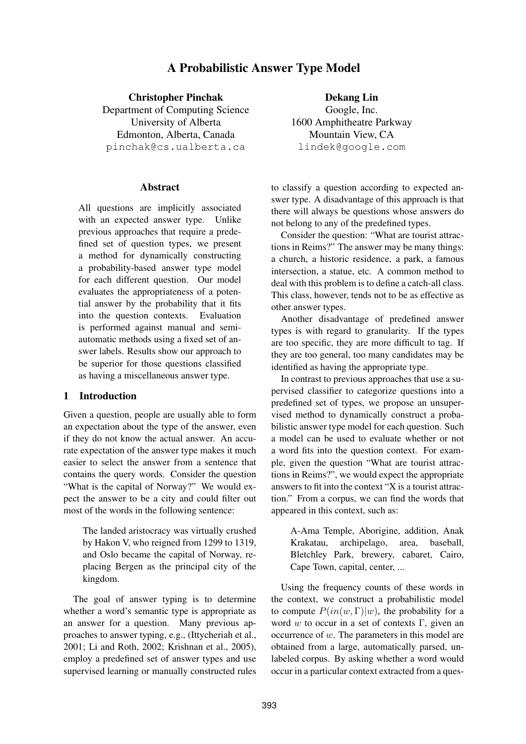# A Probabilistic Answer Type Model

**Christopher Pinchak**
Department of Computing Science
University of Alberta
Edmonton, Alberta, Canada
pinchak@cs.ualberta.ca

**Dekang Lin**
Google, Inc.
1600 Amphitheatre Parkway
Mountain View, CA
lindek@google.com

## Abstract

All questions are implicitly associated with an expected answer type. Unlike previous approaches that require a predefined set of question types, we present a method for dynamically constructing a probability-based answer type model for each different question. Our model evaluates the appropriateness of a potential answer by the probability that it fits into the question contexts. Evaluation is performed against manual and semi-automatic methods using a fixed set of answer labels. Results show our approach to be superior for those questions classified as having a miscellaneous answer type.

## 1 Introduction

Given a question, people are usually able to form an expectation about the type of the answer, even if they do not know the actual answer. An accurate expectation of the answer type makes it much easier to select the answer from a sentence that contains the query words. Consider the question "What is the capital of Norway?" We would expect the answer to be a city and could filter out most of the words in the following sentence:

> The landed aristocracy was virtually crushed by Hakon V, who reigned from 1299 to 1319, and Oslo became the capital of Norway, replacing Bergen as the principal city of the kingdom.

The goal of answer typing is to determine whether a word's semantic type is appropriate as an answer for a question. Many previous approaches to answer typing, e.g., (Ittycheriah et al., 2001; Li and Roth, 2002; Krishnan et al., 2005), employ a predefined set of answer types and use supervised learning or manually constructed rules to classify a question according to expected answer type. A disadvantage of this approach is that there will always be questions whose answers do not belong to any of the predefined types.

Consider the question: "What are tourist attractions in Reims?" The answer may be many things: a church, a historic residence, a park, a famous intersection, a statue, etc. A common method to deal with this problem is to define a catch-all class. This class, however, tends not to be as effective as other answer types.

Another disadvantage of predefined answer types is with regard to granularity. If the types are too specific, they are more difficult to tag. If they are too general, too many candidates may be identified as having the appropriate type.

In contrast to previous approaches that use a supervised classifier to categorize questions into a predefined set of types, we propose an unsupervised method to dynamically construct a probabilistic answer type model for each question. Such a model can be used to evaluate whether or not a word fits into the question context. For example, given the question "What are tourist attractions in Reims?", we would expect the appropriate answers to fit into the context "X is a tourist attraction." From a corpus, we can find the words that appeared in this context, such as:

> A-Ama Temple, Aborigine, addition, Anak Krakatau, archipelago, area, baseball, Bletchley Park, brewery, cabaret, Cairo, Cape Town, capital, center, ...

Using the frequency counts of these words in the context, we construct a probabilistic model to compute $P(in(w, \Gamma)|w)$, the probability for a word $w$ to occur in a set of contexts $\Gamma$, given an occurrence of $w$. The parameters in this model are obtained from a large, automatically parsed, unlabeled corpus. By asking whether a word would occur in a particular context extracted from a ques-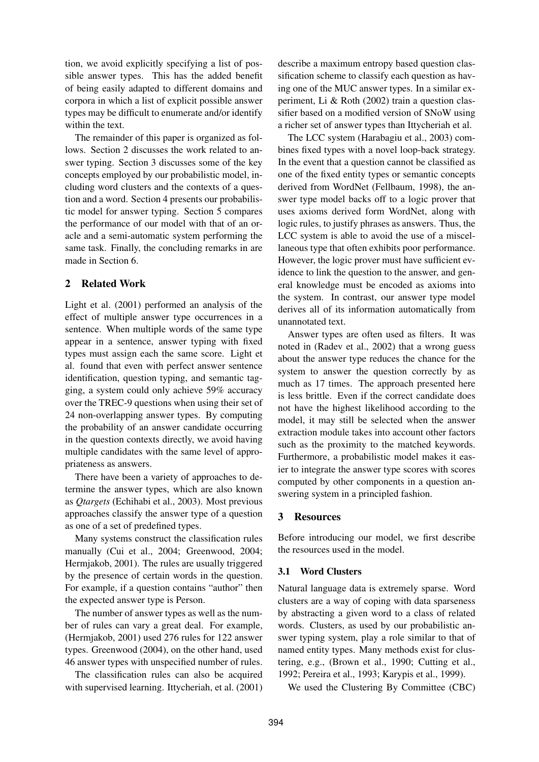tion, we avoid explicitly specifying a list of possible answer types. This has the added benefit of being easily adapted to different domains and corpora in which a list of explicit possible answer types may be difficult to enumerate and/or identify within the text.

The remainder of this paper is organized as follows. Section 2 discusses the work related to answer typing. Section 3 discusses some of the key concepts employed by our probabilistic model, including word clusters and the contexts of a question and a word. Section 4 presents our probabilistic model for answer typing. Section 5 compares the performance of our model with that of an oracle and a semi-automatic system performing the same task. Finally, the concluding remarks in are made in Section 6.

## 2 Related Work

Light et al. (2001) performed an analysis of the effect of multiple answer type occurrences in a sentence. When multiple words of the same type appear in a sentence, answer typing with fixed types must assign each the same score. Light et al. found that even with perfect answer sentence identification, question typing, and semantic tagging, a system could only achieve 59% accuracy over the TREC-9 questions when using their set of 24 non-overlapping answer types. By computing the probability of an answer candidate occurring in the question contexts directly, we avoid having multiple candidates with the same level of appropriateness as answers.

There have been a variety of approaches to determine the answer types, which are also known as *Qtargets* (Echihabi et al., 2003). Most previous approaches classify the answer type of a question as one of a set of predefined types.

Many systems construct the classification rules manually (Cui et al., 2004; Greenwood, 2004; Hermjakob, 2001). The rules are usually triggered by the presence of certain words in the question. For example, if a question contains "author" then the expected answer type is Person.

The number of answer types as well as the number of rules can vary a great deal. For example, (Hermjakob, 2001) used 276 rules for 122 answer types. Greenwood (2004), on the other hand, used 46 answer types with unspecified number of rules.

The classification rules can also be acquired with supervised learning. Ittycheriah, et al. (2001) describe a maximum entropy based question classification scheme to classify each question as having one of the MUC answer types. In a similar experiment, Li & Roth (2002) train a question classifier based on a modified version of SNoW using a richer set of answer types than Ittycheriah et al.

The LCC system (Harabagiu et al., 2003) combines fixed types with a novel loop-back strategy. In the event that a question cannot be classified as one of the fixed entity types or semantic concepts derived from WordNet (Fellbaum, 1998), the answer type model backs off to a logic prover that uses axioms derived form WordNet, along with logic rules, to justify phrases as answers. Thus, the LCC system is able to avoid the use of a miscellaneous type that often exhibits poor performance. However, the logic prover must have sufficient evidence to link the question to the answer, and general knowledge must be encoded as axioms into the system. In contrast, our answer type model derives all of its information automatically from unannotated text.

Answer types are often used as filters. It was noted in (Radev et al., 2002) that a wrong guess about the answer type reduces the chance for the system to answer the question correctly by as much as 17 times. The approach presented here is less brittle. Even if the correct candidate does not have the highest likelihood according to the model, it may still be selected when the answer extraction module takes into account other factors such as the proximity to the matched keywords. Furthermore, a probabilistic model makes it easier to integrate the answer type scores with scores computed by other components in a question answering system in a principled fashion.

## 3 Resources

Before introducing our model, we first describe the resources used in the model.

### 3.1 Word Clusters

Natural language data is extremely sparse. Word clusters are a way of coping with data sparseness by abstracting a given word to a class of related words. Clusters, as used by our probabilistic answer typing system, play a role similar to that of named entity types. Many methods exist for clustering, e.g., (Brown et al., 1990; Cutting et al., 1992; Pereira et al., 1993; Karypis et al., 1999).

We used the Clustering By Committee (CBC)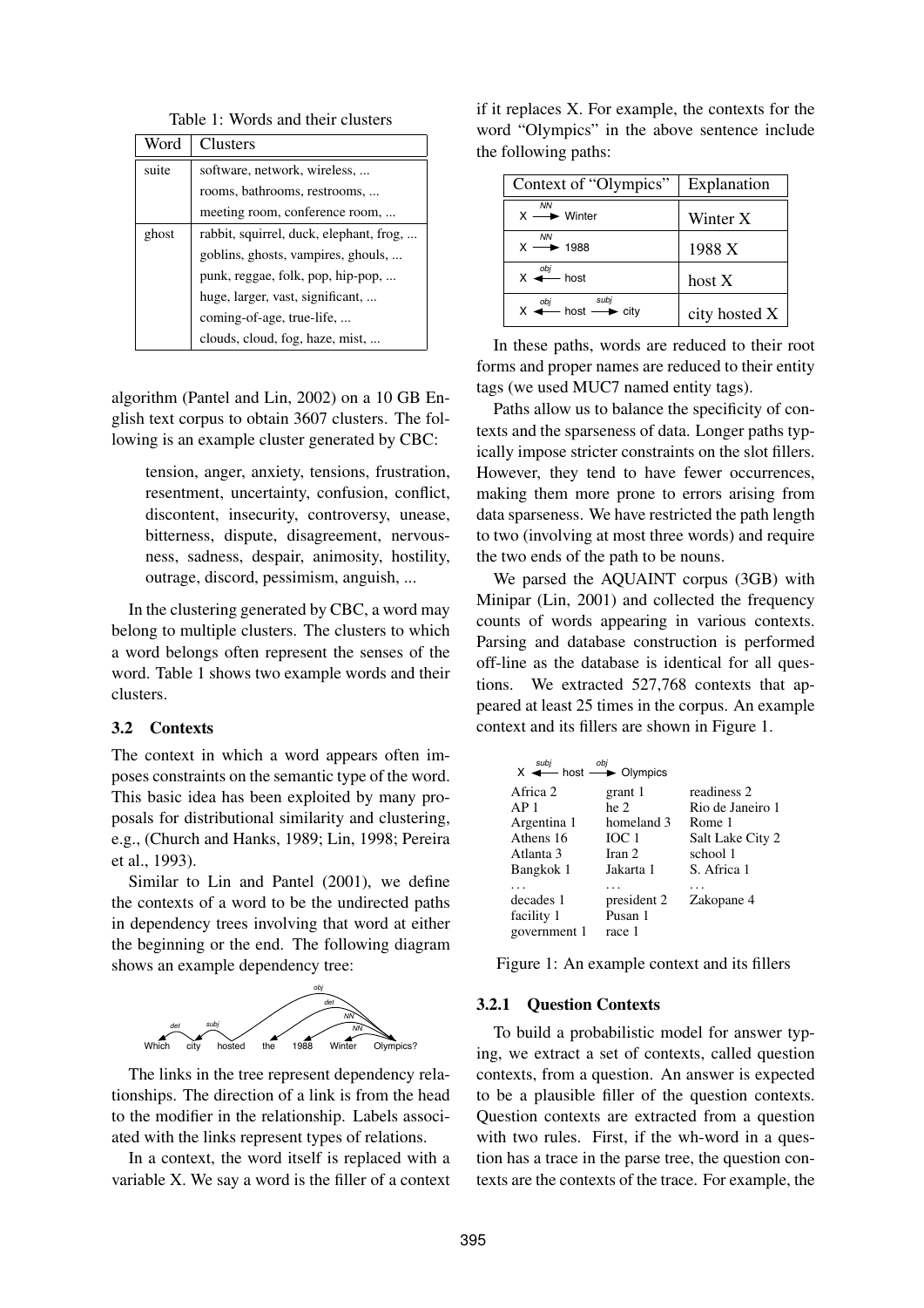Table 1: Words and their clusters

| Word | Clusters |
|---|---|
| suite | software, network, wireless, ... |
| | rooms, bathrooms, restrooms, ... |
| | meeting room, conference room, ... |
| ghost | rabbit, squirrel, duck, elephant, frog, ... |
| | goblins, ghosts, vampires, ghouls, ... |
| | punk, reggae, folk, pop, hip-pop, ... |
| | huge, larger, vast, significant, ... |
| | coming-of-age, true-life, ... |
| | clouds, cloud, fog, haze, mist, ... |

algorithm (Pantel and Lin, 2002) on a 10 GB English text corpus to obtain 3607 clusters. The following is an example cluster generated by CBC:

> tension, anger, anxiety, tensions, frustration, resentment, uncertainty, confusion, conflict, discontent, insecurity, controversy, unease, bitterness, dispute, disagreement, nervousness, sadness, despair, animosity, hostility, outrage, discord, pessimism, anguish, ...

In the clustering generated by CBC, a word may belong to multiple clusters. The clusters to which a word belongs often represent the senses of the word. Table 1 shows two example words and their clusters.

### 3.2 Contexts

The context in which a word appears often imposes constraints on the semantic type of the word. This basic idea has been exploited by many proposals for distributional similarity and clustering, e.g., (Church and Hanks, 1989; Lin, 1998; Pereira et al., 1993).

Similar to Lin and Pantel (2001), we define the contexts of a word to be the undirected paths in dependency trees involving that word at either the beginning or the end. The following diagram shows an example dependency tree:

Which city hosted the 1988 Winter Olympics? (dependency links: det, subj, obj, det, NN, NN)

The links in the tree represent dependency relationships. The direction of a link is from the head to the modifier in the relationship. Labels associated with the links represent types of relations.

In a context, the word itself is replaced with a variable X. We say a word is the filler of a context if it replaces X. For example, the contexts for the word "Olympics" in the above sentence include the following paths:

| Context of "Olympics" | Explanation |
|---|---|
| X $\xrightarrow{NN}$ Winter | Winter X |
| X $\xrightarrow{NN}$ 1988 | 1988 X |
| X $\xleftarrow{obj}$ host | host X |
| X $\xleftarrow{obj}$ host $\xrightarrow{subj}$ city | city hosted X |

In these paths, words are reduced to their root forms and proper names are reduced to their entity tags (we used MUC7 named entity tags).

Paths allow us to balance the specificity of contexts and the sparseness of data. Longer paths typically impose stricter constraints on the slot fillers. However, they tend to have fewer occurrences, making them more prone to errors arising from data sparseness. We have restricted the path length to two (involving at most three words) and require the two ends of the path to be nouns.

We parsed the AQUAINT corpus (3GB) with Minipar (Lin, 2001) and collected the frequency counts of words appearing in various contexts. Parsing and database construction is performed off-line as the database is identical for all questions. We extracted 527,768 contexts that appeared at least 25 times in the corpus. An example context and its fillers are shown in Figure 1.

X $\xleftarrow{subj}$ host $\xrightarrow{obj}$ Olympics

| | | |
|---|---|---|
| Africa 2 | grant 1 | readiness 2 |
| AP 1 | he 2 | Rio de Janeiro 1 |
| Argentina 1 | homeland 3 | Rome 1 |
| Athens 16 | IOC 1 | Salt Lake City 2 |
| Atlanta 3 | Iran 2 | school 1 |
| Bangkok 1 | Jakarta 1 | S. Africa 1 |
| ... | ... | ... |
| decades 1 | president 2 | Zakopane 4 |
| facility 1 | Pusan 1 | |
| government 1 | race 1 | |

Figure 1: An example context and its fillers

#### 3.2.1 Question Contexts

To build a probabilistic model for answer typing, we extract a set of contexts, called question contexts, from a question. An answer is expected to be a plausible filler of the question contexts. Question contexts are extracted from a question with two rules. First, if the wh-word in a question has a trace in the parse tree, the question contexts are the contexts of the trace. For example, the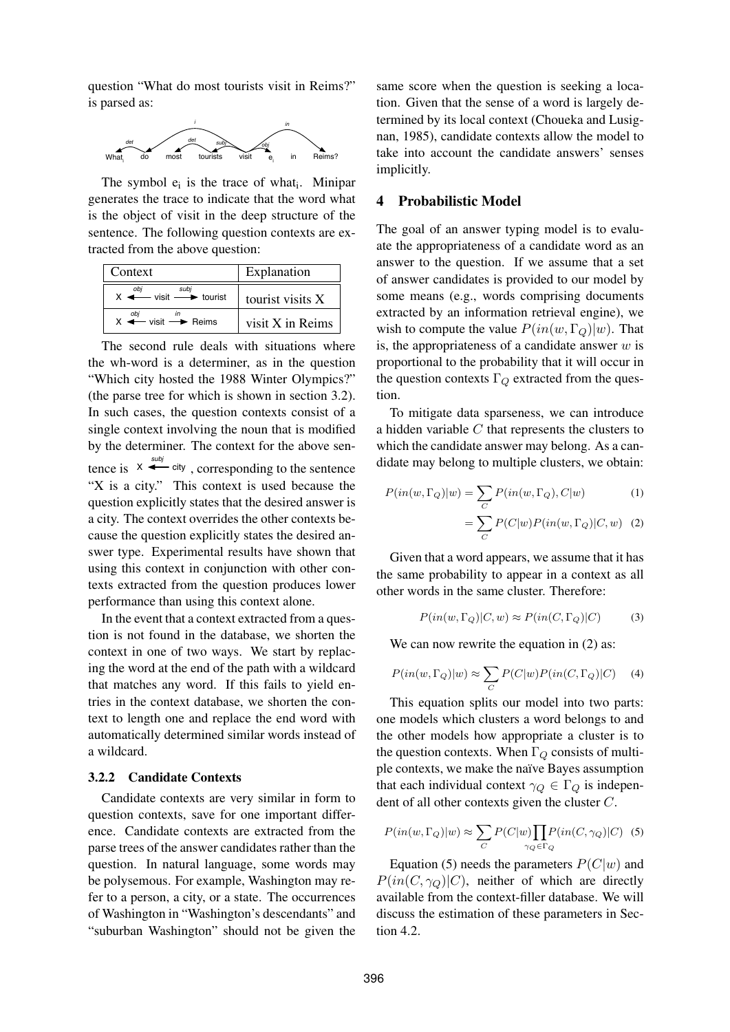question "What do most tourists visit in Reims?" is parsed as:

What$_i$ do most tourists visit $e_i$ in Reims?

The symbol $e_i$ is the trace of what$_i$. Minipar generates the trace to indicate that the word what is the object of visit in the deep structure of the sentence. The following question contexts are extracted from the above question:

| Context | Explanation |
|---|---|
| X $\xleftarrow{obj}$ visit $\xrightarrow{subj}$ tourist | tourist visits X |
| X $\xleftarrow{obj}$ visit $\xrightarrow{in}$ Reims | visit X in Reims |

The second rule deals with situations where the wh-word is a determiner, as in the question "Which city hosted the 1988 Winter Olympics?" (the parse tree for which is shown in section 3.2). In such cases, the question contexts consist of a single context involving the noun that is modified by the determiner. The context for the above sentence is X $\xleftarrow{subj}$ city, corresponding to the sentence "X is a city." This context is used because the question explicitly states that the desired answer is a city. The context overrides the other contexts because the question explicitly states the desired answer type. Experimental results have shown that using this context in conjunction with other contexts extracted from the question produces lower performance than using this context alone.

In the event that a context extracted from a question is not found in the database, we shorten the context in one of two ways. We start by replacing the word at the end of the path with a wildcard that matches any word. If this fails to yield entries in the context database, we shorten the context to length one and replace the end word with automatically determined similar words instead of a wildcard.

#### 3.2.2 Candidate Contexts

Candidate contexts are very similar in form to question contexts, save for one important difference. Candidate contexts are extracted from the parse trees of the answer candidates rather than the question. In natural language, some words may be polysemous. For example, Washington may refer to a person, a city, or a state. The occurrences of Washington in "Washington's descendants" and "suburban Washington" should not be given the same score when the question is seeking a location. Given that the sense of a word is largely determined by its local context (Choueka and Lusignan, 1985), candidate contexts allow the model to take into account the candidate answers' senses implicitly.

## 4 Probabilistic Model

The goal of an answer typing model is to evaluate the appropriateness of a candidate word as an answer to the question. If we assume that a set of answer candidates is provided to our model by some means (e.g., words comprising documents extracted by an information retrieval engine), we wish to compute the value $P(in(w, \Gamma_Q)|w)$. That is, the appropriateness of a candidate answer $w$ is proportional to the probability that it will occur in the question contexts $\Gamma_Q$ extracted from the question.

To mitigate data sparseness, we can introduce a hidden variable $C$ that represents the clusters to which the candidate answer may belong. As a candidate may belong to multiple clusters, we obtain:

$$P(in(w, \Gamma_Q)|w) = \sum_C P(in(w, \Gamma_Q), C|w) \quad (1)$$

$$= \sum_C P(C|w) P(in(w, \Gamma_Q)|C, w) \quad (2)$$

Given that a word appears, we assume that it has the same probability to appear in a context as all other words in the same cluster. Therefore:

$$P(in(w, \Gamma_Q)|C, w) \approx P(in(C, \Gamma_Q)|C) \quad (3)$$

We can now rewrite the equation in (2) as:

$$P(in(w, \Gamma_Q)|w) \approx \sum_C P(C|w) P(in(C, \Gamma_Q)|C) \quad (4)$$

This equation splits our model into two parts: one models which clusters a word belongs to and the other models how appropriate a cluster is to the question contexts. When $\Gamma_Q$ consists of multiple contexts, we make the naïve Bayes assumption that each individual context $\gamma_Q \in \Gamma_Q$ is independent of all other contexts given the cluster $C$.

$$P(in(w, \Gamma_Q)|w) \approx \sum_C P(C|w) \prod_{\gamma_Q \in \Gamma_Q} P(in(C, \gamma_Q)|C) \quad (5)$$

Equation (5) needs the parameters $P(C|w)$ and $P(in(C, \gamma_Q)|C)$, neither of which are directly available from the context-filler database. We will discuss the estimation of these parameters in Section 4.2.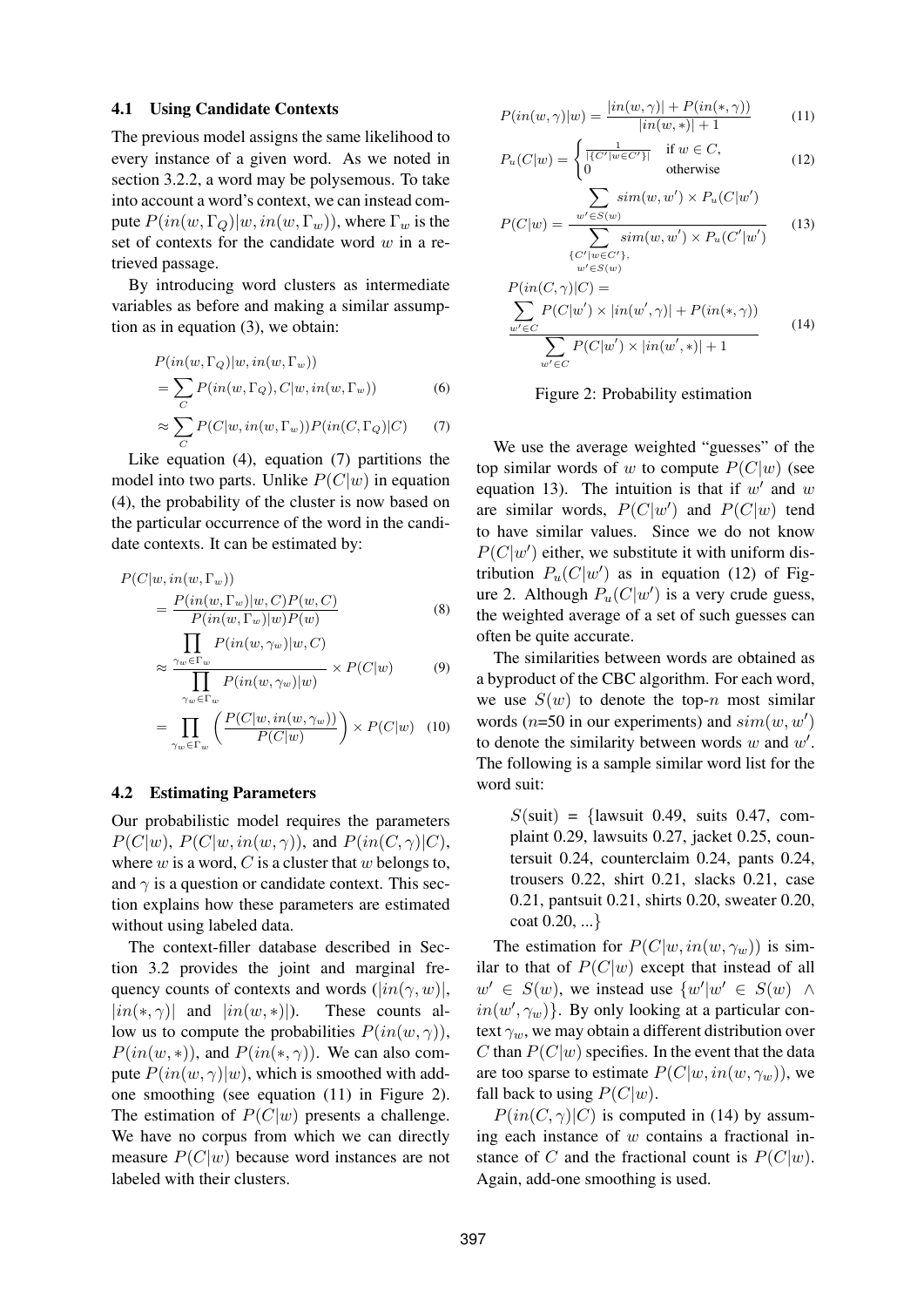### 4.1 Using Candidate Contexts

The previous model assigns the same likelihood to every instance of a given word. As we noted in section 3.2.2, a word may be polysemous. To take into account a word's context, we can instead compute $P(in(w, \Gamma_Q)|w, in(w, \Gamma_w))$, where $\Gamma_w$ is the set of contexts for the candidate word $w$ in a retrieved passage.

By introducing word clusters as intermediate variables as before and making a similar assumption as in equation (3), we obtain:

$$P(in(w, \Gamma_Q)|w, in(w, \Gamma_w)) = \sum_C P(in(w, \Gamma_Q), C|w, in(w, \Gamma_w)) \quad (6)$$

$$\approx \sum_C P(C|w, in(w, \Gamma_w)) P(in(C, \Gamma_Q)|C) \quad (7)$$

Like equation (4), equation (7) partitions the model into two parts. Unlike $P(C|w)$ in equation (4), the probability of the cluster is now based on the particular occurrence of the word in the candidate contexts. It can be estimated by:

$$P(C|w, in(w, \Gamma_w)) = \frac{P(in(w, \Gamma_w)|w, C) P(w, C)}{P(in(w, \Gamma_w)|w) P(w)} \quad (8)$$

$$\approx \frac{\prod_{\gamma_w \in \Gamma_w} P(in(w, \gamma_w)|w, C)}{\prod_{\gamma_w \in \Gamma_w} P(in(w, \gamma_w)|w)} \times P(C|w) \quad (9)$$

$$= \prod_{\gamma_w \in \Gamma_w} \left( \frac{P(C|w, in(w, \gamma_w))}{P(C|w)} \right) \times P(C|w) \quad (10)$$

### 4.2 Estimating Parameters

Our probabilistic model requires the parameters $P(C|w)$, $P(C|w, in(w, \gamma))$, and $P(in(C, \gamma)|C)$, where $w$ is a word, $C$ is a cluster that $w$ belongs to, and $\gamma$ is a question or candidate context. This section explains how these parameters are estimated without using labeled data.

The context-filler database described in Section 3.2 provides the joint and marginal frequency counts of contexts and words ($|in(\gamma, w)|$, $|in(*, \gamma)|$ and $|in(w, *)|$). These counts allow us to compute the probabilities $P(in(w, \gamma))$, $P(in(w, *))$, and $P(in(*, \gamma))$. We can also compute $P(in(w, \gamma)|w)$, which is smoothed with add-one smoothing (see equation (11) in Figure 2). The estimation of $P(C|w)$ presents a challenge. We have no corpus from which we can directly measure $P(C|w)$ because word instances are not labeled with their clusters.

$$P(in(w, \gamma)|w) = \frac{|in(w, \gamma)| + P(in(*, \gamma))}{|in(w, *)| + 1} \quad (11)$$

$$P_u(C|w) = \begin{cases} \frac{1}{|\{C' | w \in C'\}|} & \text{if } w \in C, \\ 0 & \text{otherwise} \end{cases} \quad (12)$$

$$P(C|w) = \frac{\sum_{w' \in S(w)} sim(w, w') \times P_u(C|w')}{\sum_{\substack{\{C' | w \in C'\}, \\ w' \in S(w)}} sim(w, w') \times P_u(C'|w')} \quad (13)$$

$$P(in(C, \gamma)|C) = \frac{\sum_{w' \in C} P(C|w') \times |in(w', \gamma)| + P(in(*, \gamma))}{\sum_{w' \in C} P(C|w') \times |in(w', *)| + 1} \quad (14)$$

Figure 2: Probability estimation

We use the average weighted "guesses" of the top similar words of $w$ to compute $P(C|w)$ (see equation 13). The intuition is that if $w'$ and $w$ are similar words, $P(C|w')$ and $P(C|w)$ tend to have similar values. Since we do not know $P(C|w')$ either, we substitute it with uniform distribution $P_u(C|w')$ as in equation (12) of Figure 2. Although $P_u(C|w')$ is a very crude guess, the weighted average of a set of such guesses can often be quite accurate.

The similarities between words are obtained as a byproduct of the CBC algorithm. For each word, we use $S(w)$ to denote the top-$n$ most similar words ($n$=50 in our experiments) and $sim(w, w')$ to denote the similarity between words $w$ and $w'$. The following is a sample similar word list for the word suit:

> $S$(suit) = {lawsuit 0.49, suits 0.47, complaint 0.29, lawsuits 0.27, jacket 0.25, countersuit 0.24, counterclaim 0.24, pants 0.24, trousers 0.22, shirt 0.21, slacks 0.21, case 0.21, pantsuit 0.21, shirts 0.20, sweater 0.20, coat 0.20, ...}

The estimation for $P(C|w, in(w, \gamma_w))$ is similar to that of $P(C|w)$ except that instead of all $w' \in S(w)$, we instead use $\{w' | w' \in S(w) \land in(w', \gamma_w)\}$. By only looking at a particular context $\gamma_w$, we may obtain a different distribution over $C$ than $P(C|w)$ specifies. In the event that the data are too sparse to estimate $P(C|w, in(w, \gamma_w))$, we fall back to using $P(C|w)$.

$P(in(C, \gamma)|C)$ is computed in (14) by assuming each instance of $w$ contains a fractional instance of $C$ and the fractional count is $P(C|w)$. Again, add-one smoothing is used.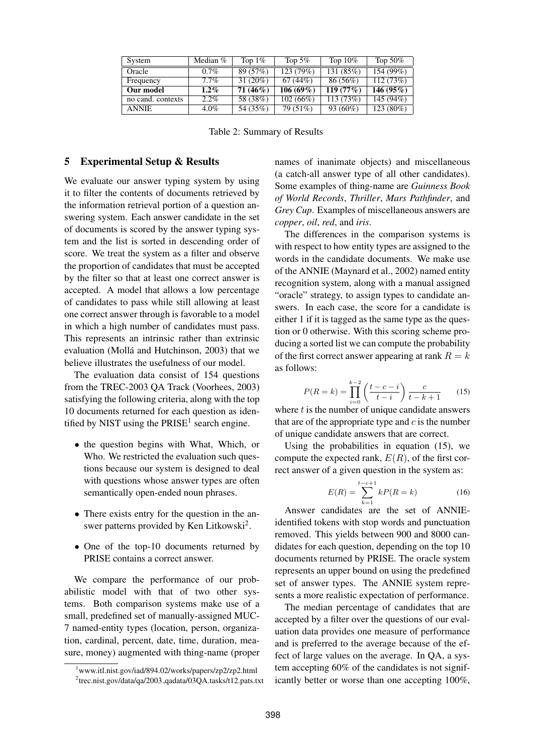| System | Median % | Top 1% | Top 5% | Top 10% | Top 50% |
|---|---|---|---|---|---|
| Oracle | 0.7% | 89 (57%) | 123 (79%) | 131 (85%) | 154 (99%) |
| Frequency | 7.7% | 31 (20%) | 67 (44%) | 86 (56%) | 112 (73%) |
| **Our model** | **1.2%** | **71 (46%)** | **106 (69%)** | **119 (77%)** | **146 (95%)** |
| no cand. contexts | 2.2% | 58 (38%) | 102 (66%) | 113 (73%) | 145 (94%) |
| ANNIE | 4.0% | 54 (35%) | 79 (51%) | 93 (60%) | 123 (80%) |

Table 2: Summary of Results

## 5 Experimental Setup & Results

We evaluate our answer typing system by using it to filter the contents of documents retrieved by the information retrieval portion of a question answering system. Each answer candidate in the set of documents is scored by the answer typing system and the list is sorted in descending order of score. We treat the system as a filter and observe the proportion of candidates that must be accepted by the filter so that at least one correct answer is accepted. A model that allows a low percentage of candidates to pass while still allowing at least one correct answer through is favorable to a model in which a high number of candidates must pass. This represents an intrinsic rather than extrinsic evaluation (Mollá and Hutchinson, 2003) that we believe illustrates the usefulness of our model.

The evaluation data consist of 154 questions from the TREC-2003 QA Track (Voorhees, 2003) satisfying the following criteria, along with the top 10 documents returned for each question as identified by NIST using the PRISE[1] search engine.

- the question begins with What, Which, or Who. We restricted the evaluation such questions because our system is designed to deal with questions whose answer types are often semantically open-ended noun phrases.
- There exists entry for the question in the answer patterns provided by Ken Litkowski[2].
- One of the top-10 documents returned by PRISE contains a correct answer.

We compare the performance of our probabilistic model with that of two other systems. Both comparison systems make use of a small, predefined set of manually-assigned MUC-7 named-entity types (location, person, organization, cardinal, percent, date, time, duration, measure, money) augmented with thing-name (proper names of inanimate objects) and miscellaneous (a catch-all answer type of all other candidates). Some examples of thing-name are *Guinness Book of World Records*, *Thriller*, *Mars Pathfinder*, and *Grey Cup*. Examples of miscellaneous answers are *copper*, *oil*, *red*, and *iris*.

The differences in the comparison systems is with respect to how entity types are assigned to the words in the candidate documents. We make use of the ANNIE (Maynard et al., 2002) named entity recognition system, along with a manual assigned "oracle" strategy, to assign types to candidate answers. In each case, the score for a candidate is either 1 if it is tagged as the same type as the question or 0 otherwise. With this scoring scheme producing a sorted list we can compute the probability of the first correct answer appearing at rank $R = k$ as follows:

$$P(R = k) = \prod_{i=0}^{k-2} \left( \frac{t - c - i}{t - i} \right) \frac{c}{t - k + 1} \quad (15)$$

where $t$ is the number of unique candidate answers that are of the appropriate type and $c$ is the number of unique candidate answers that are correct.

Using the probabilities in equation (15), we compute the expected rank, $E(R)$, of the first correct answer of a given question in the system as:

$$E(R) = \sum_{k=1}^{t-c+1} kP(R = k) \quad (16)$$

Answer candidates are the set of ANNIE-identified tokens with stop words and punctuation removed. This yields between 900 and 8000 candidates for each question, depending on the top 10 documents returned by PRISE. The oracle system represents an upper bound on using the predefined set of answer types. The ANNIE system represents a more realistic expectation of performance.

The median percentage of candidates that are accepted by a filter over the questions of our evaluation data provides one measure of performance and is preferred to the average because of the effect of large values on the average. In QA, a system accepting 60% of the candidates is not significantly better or worse than one accepting 100%,

[1] www.itl.nist.gov/iad/894.02/works/papers/zp2/zp2.html

[2] trec.nist.gov/data/qa/2003_qadata/03QA.tasks/t12.pats.txt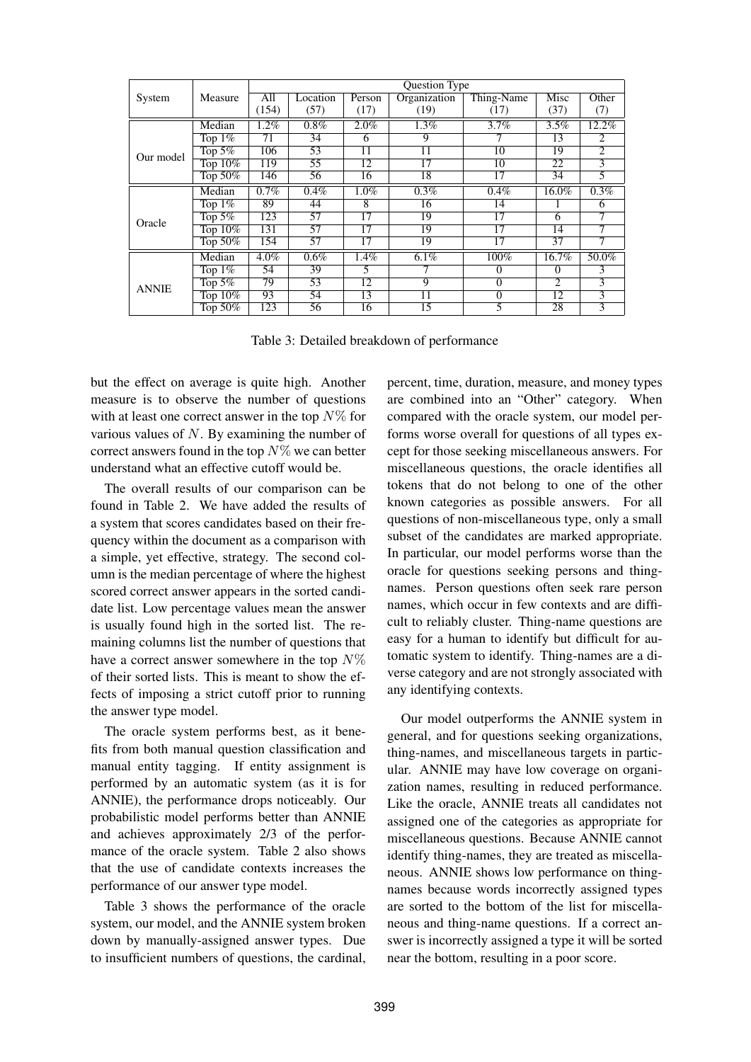| System | Measure | Question Type | | | | | | |
|---|---|---|---|---|---|---|---|---|
| | | All (154) | Location (57) | Person (17) | Organization (19) | Thing-Name (17) | Misc (37) | Other (7) |
| Our model | Median | 1.2% | 0.8% | 2.0% | 1.3% | 3.7% | 3.5% | 12.2% |
| | Top 1% | 71 | 34 | 6 | 9 | 7 | 13 | 2 |
| | Top 5% | 106 | 53 | 11 | 11 | 10 | 19 | 2 |
| | Top 10% | 119 | 55 | 12 | 17 | 10 | 22 | 3 |
| | Top 50% | 146 | 56 | 16 | 18 | 17 | 34 | 5 |
| Oracle | Median | 0.7% | 0.4% | 1.0% | 0.3% | 0.4% | 16.0% | 0.3% |
| | Top 1% | 89 | 44 | 8 | 16 | 14 | 1 | 6 |
| | Top 5% | 123 | 57 | 17 | 19 | 17 | 6 | 7 |
| | Top 10% | 131 | 57 | 17 | 19 | 17 | 14 | 7 |
| | Top 50% | 154 | 57 | 17 | 19 | 17 | 37 | 7 |
| ANNIE | Median | 4.0% | 0.6% | 1.4% | 6.1% | 100% | 16.7% | 50.0% |
| | Top 1% | 54 | 39 | 5 | 7 | 0 | 0 | 3 |
| | Top 5% | 79 | 53 | 12 | 9 | 0 | 2 | 3 |
| | Top 10% | 93 | 54 | 13 | 11 | 0 | 12 | 3 |
| | Top 50% | 123 | 56 | 16 | 15 | 5 | 28 | 3 |

Table 3: Detailed breakdown of performance

but the effect on average is quite high. Another measure is to observe the number of questions with at least one correct answer in the top $N\%$ for various values of $N$. By examining the number of correct answers found in the top $N\%$ we can better understand what an effective cutoff would be.

The overall results of our comparison can be found in Table 2. We have added the results of a system that scores candidates based on their frequency within the document as a comparison with a simple, yet effective, strategy. The second column is the median percentage of where the highest scored correct answer appears in the sorted candidate list. Low percentage values mean the answer is usually found high in the sorted list. The remaining columns list the number of questions that have a correct answer somewhere in the top $N\%$ of their sorted lists. This is meant to show the effects of imposing a strict cutoff prior to running the answer type model.

The oracle system performs best, as it benefits from both manual question classification and manual entity tagging. If entity assignment is performed by an automatic system (as it is for ANNIE), the performance drops noticeably. Our probabilistic model performs better than ANNIE and achieves approximately 2/3 of the performance of the oracle system. Table 2 also shows that the use of candidate contexts increases the performance of our answer type model.

Table 3 shows the performance of the oracle system, our model, and the ANNIE system broken down by manually-assigned answer types. Due to insufficient numbers of questions, the cardinal, percent, time, duration, measure, and money types are combined into an "Other" category. When compared with the oracle system, our model performs worse overall for questions of all types except for those seeking miscellaneous answers. For miscellaneous questions, the oracle identifies all tokens that do not belong to one of the other known categories as possible answers. For all questions of non-miscellaneous type, only a small subset of the candidates are marked appropriate. In particular, our model performs worse than the oracle for questions seeking persons and thing-names. Person questions often seek rare person names, which occur in few contexts and are difficult to reliably cluster. Thing-name questions are easy for a human to identify but difficult for automatic system to identify. Thing-names are a diverse category and are not strongly associated with any identifying contexts.

Our model outperforms the ANNIE system in general, and for questions seeking organizations, thing-names, and miscellaneous targets in particular. ANNIE may have low coverage on organization names, resulting in reduced performance. Like the oracle, ANNIE treats all candidates not assigned one of the categories as appropriate for miscellaneous questions. Because ANNIE cannot identify thing-names, they are treated as miscellaneous. ANNIE shows low performance on thing-names because words incorrectly assigned types are sorted to the bottom of the list for miscellaneous and thing-name questions. If a correct answer is incorrectly assigned a type it will be sorted near the bottom, resulting in a poor score.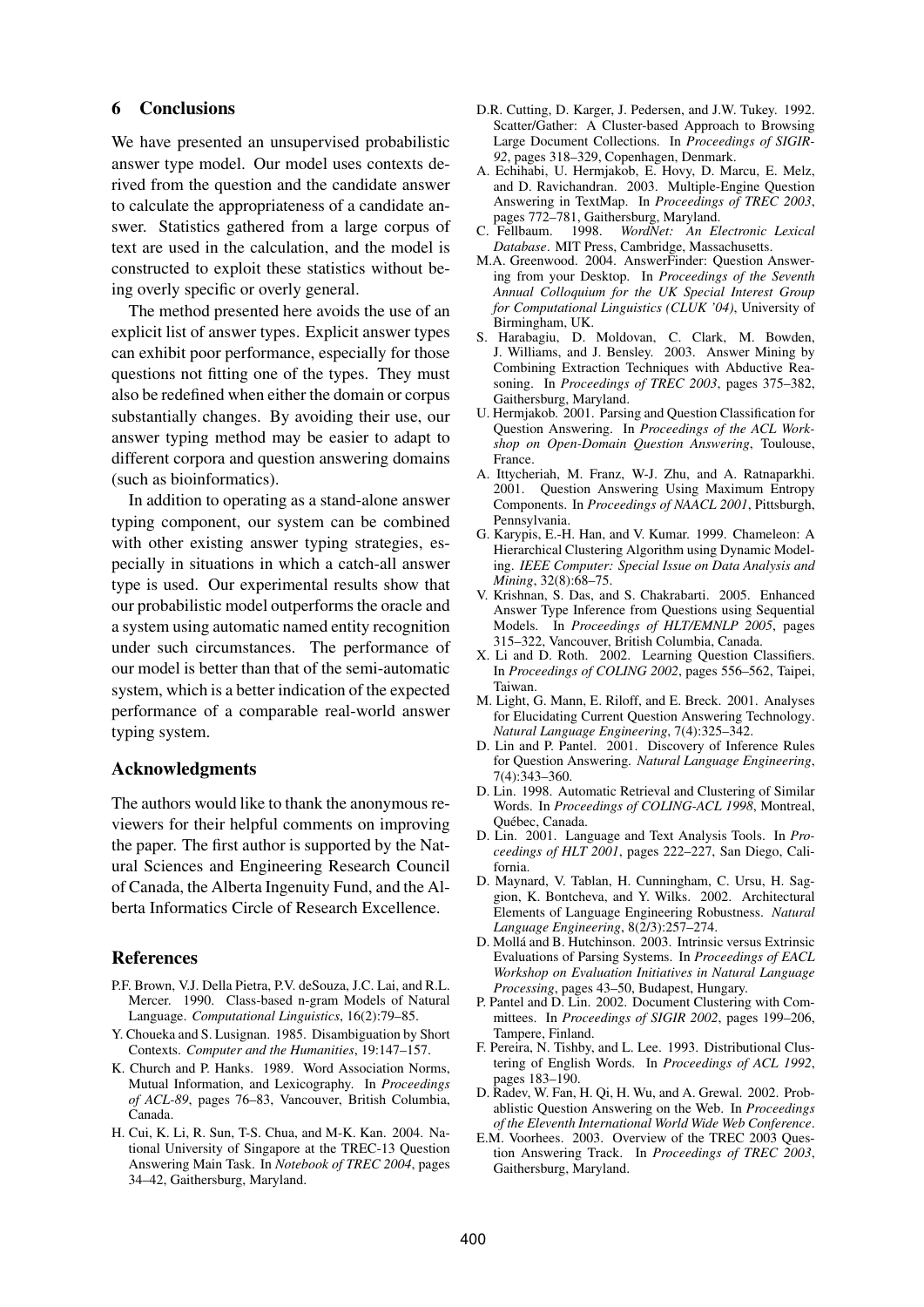## 6 Conclusions

We have presented an unsupervised probabilistic answer type model. Our model uses contexts derived from the question and the candidate answer to calculate the appropriateness of a candidate answer. Statistics gathered from a large corpus of text are used in the calculation, and the model is constructed to exploit these statistics without being overly specific or overly general.

The method presented here avoids the use of an explicit list of answer types. Explicit answer types can exhibit poor performance, especially for those questions not fitting one of the types. They must also be redefined when either the domain or corpus substantially changes. By avoiding their use, our answer typing method may be easier to adapt to different corpora and question answering domains (such as bioinformatics).

In addition to operating as a stand-alone answer typing component, our system can be combined with other existing answer typing strategies, especially in situations in which a catch-all answer type is used. Our experimental results show that our probabilistic model outperforms the oracle and a system using automatic named entity recognition under such circumstances. The performance of our model is better than that of the semi-automatic system, which is a better indication of the expected performance of a comparable real-world answer typing system.

## Acknowledgments

The authors would like to thank the anonymous reviewers for their helpful comments on improving the paper. The first author is supported by the Natural Sciences and Engineering Research Council of Canada, the Alberta Ingenuity Fund, and the Alberta Informatics Circle of Research Excellence.

## References

P.F. Brown, V.J. Della Pietra, P.V. deSouza, J.C. Lai, and R.L. Mercer. 1990. Class-based n-gram Models of Natural Language. *Computational Linguistics*, 16(2):79–85.

Y. Choueka and S. Lusignan. 1985. Disambiguation by Short Contexts. *Computer and the Humanities*, 19:147–157.

K. Church and P. Hanks. 1989. Word Association Norms, Mutual Information, and Lexicography. In *Proceedings of ACL-89*, pages 76–83, Vancouver, British Columbia, Canada.

H. Cui, K. Li, R. Sun, T-S. Chua, and M-K. Kan. 2004. National University of Singapore at the TREC-13 Question Answering Main Task. In *Notebook of TREC 2004*, pages 34–42, Gaithersburg, Maryland.

D.R. Cutting, D. Karger, J. Pedersen, and J.W. Tukey. 1992. Scatter/Gather: A Cluster-based Approach to Browsing Large Document Collections. In *Proceedings of SIGIR-92*, pages 318–329, Copenhagen, Denmark.

A. Echihabi, U. Hermjakob, E. Hovy, D. Marcu, E. Melz, and D. Ravichandran. 2003. Multiple-Engine Question Answering in TextMap. In *Proceedings of TREC 2003*, pages 772–781, Gaithersburg, Maryland.

C. Fellbaum. 1998. *WordNet: An Electronic Lexical Database*. MIT Press, Cambridge, Massachusetts.

M.A. Greenwood. 2004. AnswerFinder: Question Answering from your Desktop. In *Proceedings of the Seventh Annual Colloquium for the UK Special Interest Group for Computational Linguistics (CLUK '04)*, University of Birmingham, UK.

S. Harabagiu, D. Moldovan, C. Clark, M. Bowden, J. Williams, and J. Bensley. 2003. Answer Mining by Combining Extraction Techniques with Abductive Reasoning. In *Proceedings of TREC 2003*, pages 375–382, Gaithersburg, Maryland.

U. Hermjakob. 2001. Parsing and Question Classification for Question Answering. In *Proceedings of the ACL Workshop on Open-Domain Question Answering*, Toulouse, France.

A. Ittycheriah, M. Franz, W-J. Zhu, and A. Ratnaparkhi. 2001. Question Answering Using Maximum Entropy Components. In *Proceedings of NAACL 2001*, Pittsburgh, Pennsylvania.

G. Karypis, E.-H. Han, and V. Kumar. 1999. Chameleon: A Hierarchical Clustering Algorithm using Dynamic Modeling. *IEEE Computer: Special Issue on Data Analysis and Mining*, 32(8):68–75.

V. Krishnan, S. Das, and S. Chakrabarti. 2005. Enhanced Answer Type Inference from Questions using Sequential Models. In *Proceedings of HLT/EMNLP 2005*, pages 315–322, Vancouver, British Columbia, Canada.

X. Li and D. Roth. 2002. Learning Question Classifiers. In *Proceedings of COLING 2002*, pages 556–562, Taipei, Taiwan.

M. Light, G. Mann, E. Riloff, and E. Breck. 2001. Analyses for Elucidating Current Question Answering Technology. *Natural Language Engineering*, 7(4):325–342.

D. Lin and P. Pantel. 2001. Discovery of Inference Rules for Question Answering. *Natural Language Engineering*, 7(4):343–360.

D. Lin. 1998. Automatic Retrieval and Clustering of Similar Words. In *Proceedings of COLING-ACL 1998*, Montreal, Québec, Canada.

D. Lin. 2001. Language and Text Analysis Tools. In *Proceedings of HLT 2001*, pages 222–227, San Diego, California.

D. Maynard, V. Tablan, H. Cunningham, C. Ursu, H. Saggion, K. Bontcheva, and Y. Wilks. 2002. Architectural Elements of Language Engineering Robustness. *Natural Language Engineering*, 8(2/3):257–274.

D. Mollá and B. Hutchinson. 2003. Intrinsic versus Extrinsic Evaluations of Parsing Systems. In *Proceedings of EACL Workshop on Evaluation Initiatives in Natural Language Processing*, pages 43–50, Budapest, Hungary.

P. Pantel and D. Lin. 2002. Document Clustering with Committees. In *Proceedings of SIGIR 2002*, pages 199–206, Tampere, Finland.

F. Pereira, N. Tishby, and L. Lee. 1993. Distributional Clustering of English Words. In *Proceedings of ACL 1992*, pages 183–190.

D. Radev, W. Fan, H. Qi, H. Wu, and A. Grewal. 2002. Probablistic Question Answering on the Web. In *Proceedings of the Eleventh International World Wide Web Conference*.

E.M. Voorhees. 2003. Overview of the TREC 2003 Question Answering Track. In *Proceedings of TREC 2003*, Gaithersburg, Maryland.